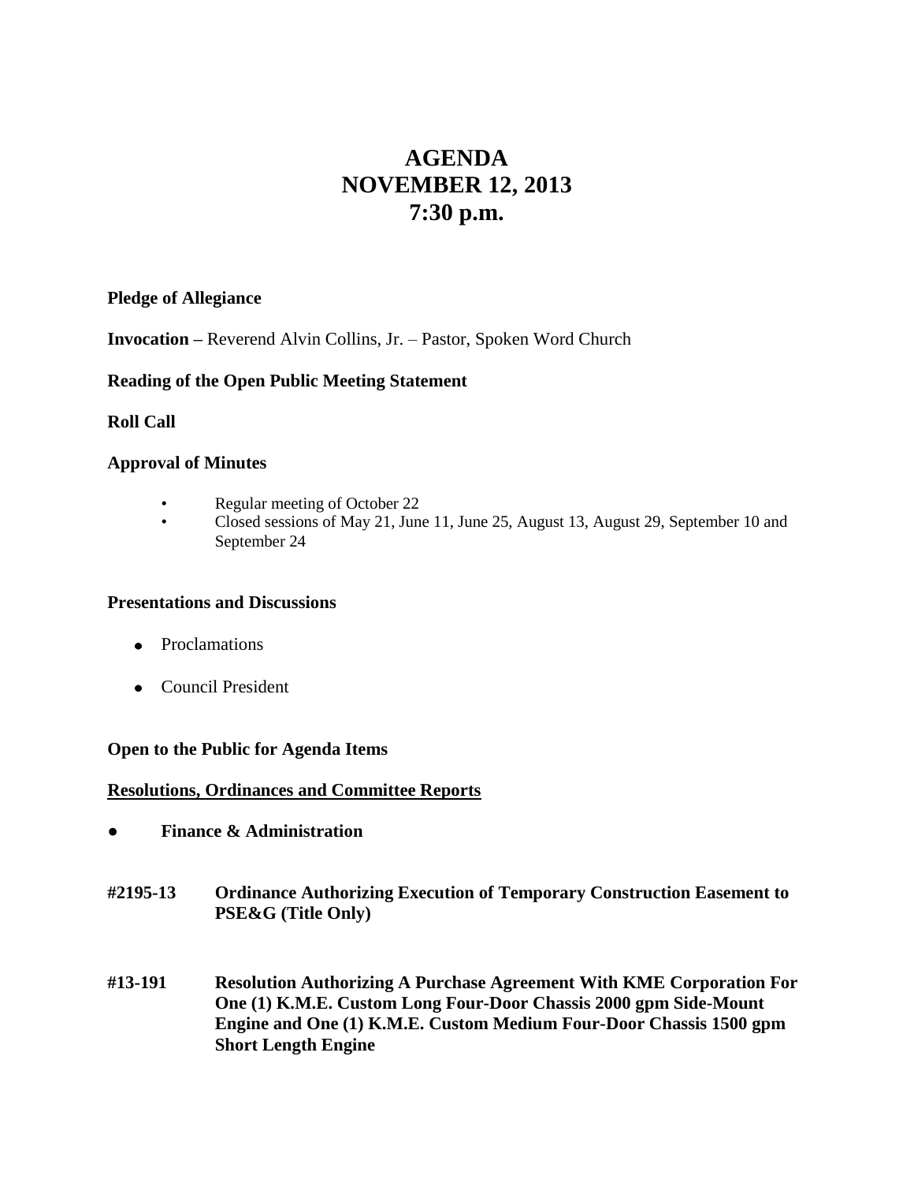# AGENDA
# NOVEMBER 12, 2013
# 7:30 p.m.

**Pledge of Allegiance**

**Invocation –** Reverend Alvin Collins, Jr. – Pastor, Spoken Word Church

**Reading of the Open Public Meeting Statement**

**Roll Call**

**Approval of Minutes**

- Regular meeting of October 22
- Closed sessions of May 21, June 11, June 25, August 13, August 29, September 10 and September 24

**Presentations and Discussions**

- Proclamations
- Council President

**Open to the Public for Agenda Items**

**Resolutions, Ordinances and Committee Reports**

- **Finance & Administration**

**#2195-13 Ordinance Authorizing Execution of Temporary Construction Easement to PSE&G (Title Only)**

**#13-191 Resolution Authorizing A Purchase Agreement With KME Corporation For One (1) K.M.E. Custom Long Four-Door Chassis 2000 gpm Side-Mount Engine and One (1) K.M.E. Custom Medium Four-Door Chassis 1500 gpm Short Length Engine**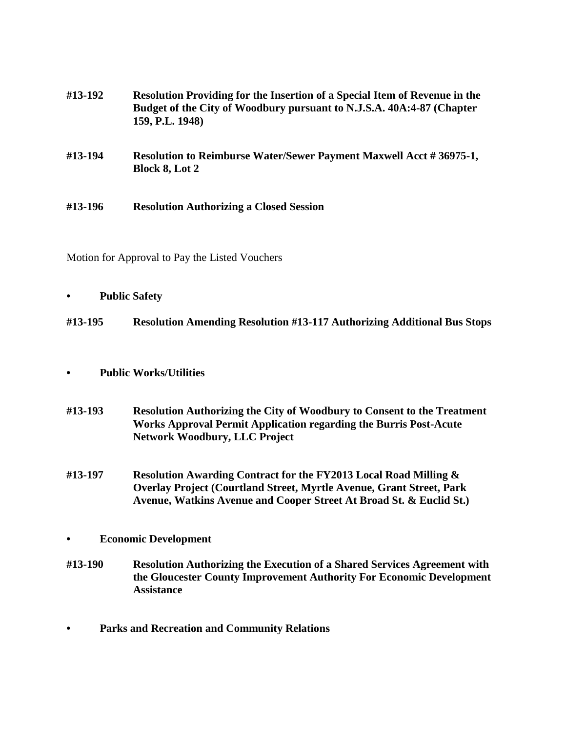**#13-192 Resolution Providing for the Insertion of a Special Item of Revenue in the Budget of the City of Woodbury pursuant to N.J.S.A. 40A:4-87 (Chapter 159, P.L. 1948)**

**#13-194 Resolution to Reimburse Water/Sewer Payment Maxwell Acct # 36975-1, Block 8, Lot 2**

**#13-196 Resolution Authorizing a Closed Session**

Motion for Approval to Pay the Listed Vouchers

- **Public Safety**

**#13-195 Resolution Amending Resolution #13-117 Authorizing Additional Bus Stops**

- **Public Works/Utilities**

**#13-193 Resolution Authorizing the City of Woodbury to Consent to the Treatment Works Approval Permit Application regarding the Burris Post-Acute Network Woodbury, LLC Project**

**#13-197 Resolution Awarding Contract for the FY2013 Local Road Milling & Overlay Project (Courtland Street, Myrtle Avenue, Grant Street, Park Avenue, Watkins Avenue and Cooper Street At Broad St. & Euclid St.)**

- **Economic Development**

**#13-190 Resolution Authorizing the Execution of a Shared Services Agreement with the Gloucester County Improvement Authority For Economic Development Assistance**

- **Parks and Recreation and Community Relations**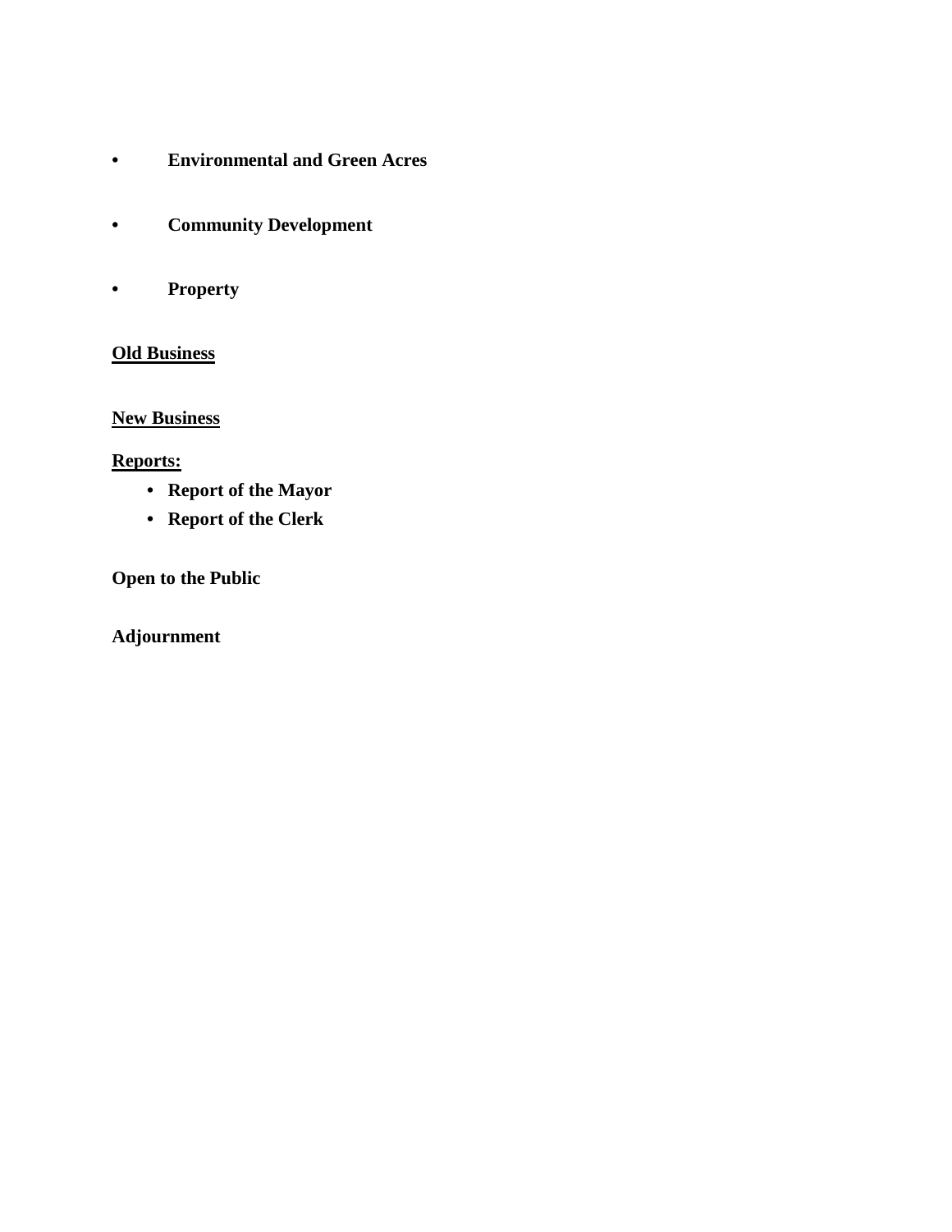- **Environmental and Green Acres**

- **Community Development**

- **Property**

**Old Business**

**New Business**

**Reports:**

- **Report of the Mayor**
- **Report of the Clerk**

**Open to the Public**

**Adjournment**